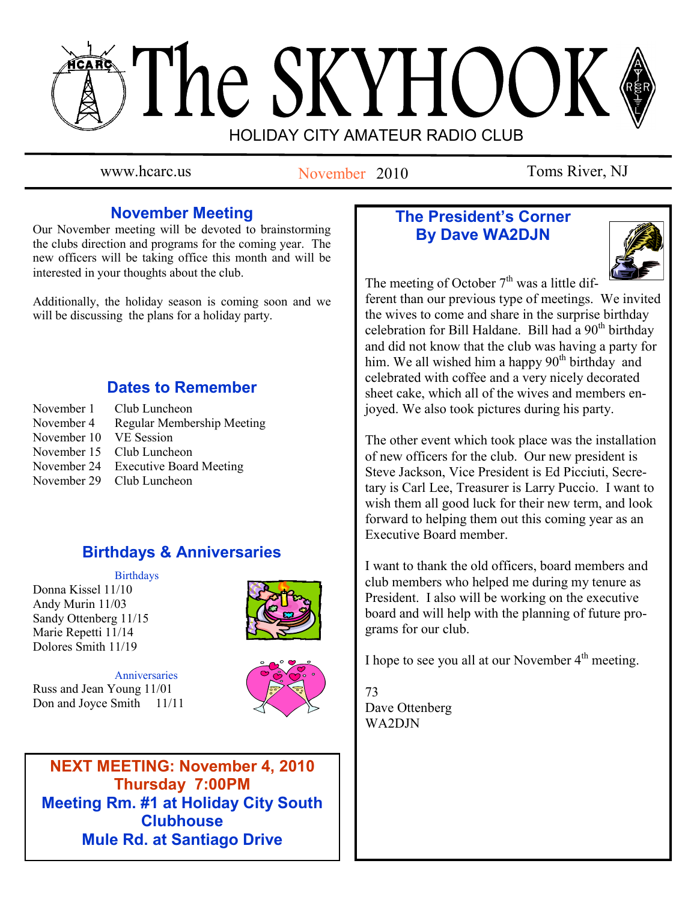# The SKYHOOK

HOLIDAY CITY AMATEUR RADIO CLUB

www.hcarc.us | November 2010 | Toms River, NJ

## November Meeting

Our November meeting will be devoted to brainstorming the clubs direction and programs for the coming year. The new officers will be taking office this month and will be interested in your thoughts about the club.

Additionally, the holiday season is coming soon and we will be discussing the plans for a holiday party.

## Dates to Remember

| | |
|---|---|
| November 1 | Club Luncheon |
| November 4 | Regular Membership Meeting |
| November 10 | VE Session |
| November 15 | Club Luncheon |
| November 24 | Executive Board Meeting |
| November 29 | Club Luncheon |

## Birthdays & Anniversaries

### Birthdays

Donna Kissel 11/10
Andy Murin 11/03
Sandy Ottenberg 11/15
Marie Repetti 11/14
Dolores Smith 11/19

### Anniversaries

Russ and Jean Young 11/01
Don and Joyce Smith 11/11

**NEXT MEETING: November 4, 2010**
**Thursday 7:00PM**
**Meeting Rm. #1 at Holiday City South Clubhouse**
**Mule Rd. at Santiago Drive**

## The President's Corner
## By Dave WA2DJN

The meeting of October 7th was a little different than our previous type of meetings. We invited the wives to come and share in the surprise birthday celebration for Bill Haldane. Bill had a 90th birthday and did not know that the club was having a party for him. We all wished him a happy 90th birthday and celebrated with coffee and a very nicely decorated sheet cake, which all of the wives and members enjoyed. We also took pictures during his party.

The other event which took place was the installation of new officers for the club. Our new president is Steve Jackson, Vice President is Ed Picciuti, Secretary is Carl Lee, Treasurer is Larry Puccio. I want to wish them all good luck for their new term, and look forward to helping them out this coming year as an Executive Board member.

I want to thank the old officers, board members and club members who helped me during my tenure as President. I also will be working on the executive board and will help with the planning of future programs for our club.

I hope to see you all at our November 4th meeting.

73
Dave Ottenberg
WA2DJN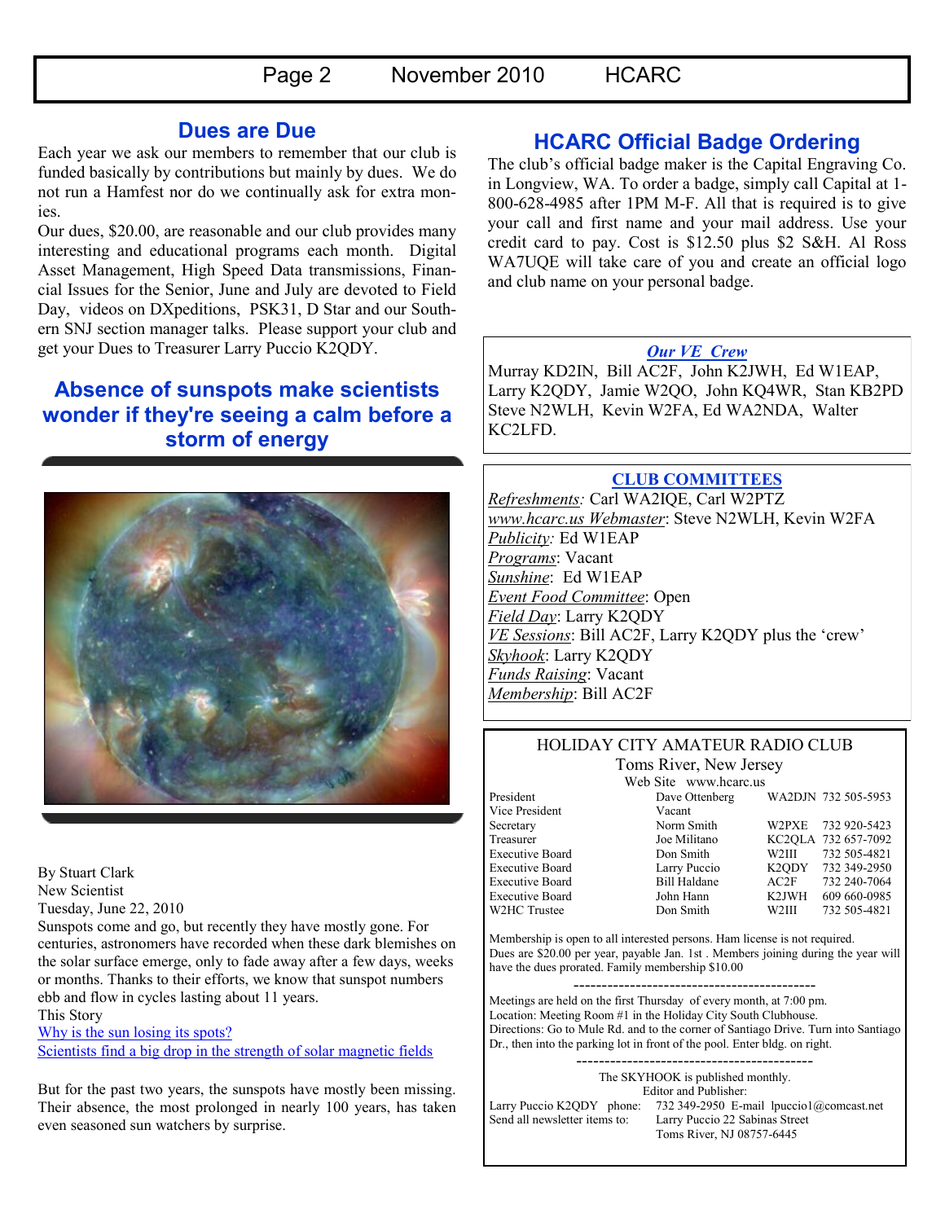## Dues are Due

Each year we ask our members to remember that our club is funded basically by contributions but mainly by dues. We do not run a Hamfest nor do we continually ask for extra monies.

Our dues, $20.00, are reasonable and our club provides many interesting and educational programs each month. Digital Asset Management, High Speed Data transmissions, Financial Issues for the Senior, June and July are devoted to Field Day, videos on DXpeditions, PSK31, D Star and our Southern SNJ section manager talks. Please support your club and get your Dues to Treasurer Larry Puccio K2QDY.

## Absence of sunspots make scientists wonder if they're seeing a calm before a storm of energy

By Stuart Clark
New Scientist
Tuesday, June 22, 2010

Sunspots come and go, but recently they have mostly gone. For centuries, astronomers have recorded when these dark blemishes on the solar surface emerge, only to fade away after a few days, weeks or months. Thanks to their efforts, we know that sunspot numbers ebb and flow in cycles lasting about 11 years.

This Story

Why is the sun losing its spots?

Scientists find a big drop in the strength of solar magnetic fields

But for the past two years, the sunspots have mostly been missing. Their absence, the most prolonged in nearly 100 years, has taken even seasoned sun watchers by surprise.

## HCARC Official Badge Ordering

The club's official badge maker is the Capital Engraving Co. in Longview, WA. To order a badge, simply call Capital at 1-800-628-4985 after 1PM M-F. All that is required is to give your call and first name and your mail address. Use your credit card to pay. Cost is $12.50 plus $2 S&H. Al Ross WA7UQE will take care of you and create an official logo and club name on your personal badge.

***Our VE Crew***

Murray KD2IN, Bill AC2F, John K2JWH, Ed W1EAP, Larry K2QDY, Jamie W2QO, John KQ4WR, Stan KB2PD Steve N2WLH, Kevin W2FA, Ed WA2NDA, Walter KC2LFD.

**CLUB COMMITTEES**

*Refreshments:* Carl WA2IQE, Carl W2PTZ
*www.hcarc.us Webmaster*: Steve N2WLH, Kevin W2FA
*Publicity:* Ed W1EAP
*Programs*: Vacant
*Sunshine*: Ed W1EAP
*Event Food Committee*: Open
*Field Day*: Larry K2QDY
*VE Sessions*: Bill AC2F, Larry K2QDY plus the 'crew'
*Skyhook*: Larry K2QDY
*Funds Raising*: Vacant
*Membership*: Bill AC2F

HOLIDAY CITY AMATEUR RADIO CLUB
Toms River, New Jersey
Web Site www.hcarc.us

| Office | Name | Call | Phone |
|---|---|---|---|
| President | Dave Ottenberg | WA2DJN | 732 505-5953 |
| Vice President | Vacant | | |
| Secretary | Norm Smith | W2PXE | 732 920-5423 |
| Treasurer | Joe Militano | KC2QLA | 732 657-7092 |
| Executive Board | Don Smith | W2III | 732 505-4821 |
| Executive Board | Larry Puccio | K2QDY | 732 349-2950 |
| Executive Board | Bill Haldane | AC2F | 732 240-7064 |
| Executive Board | John Hann | K2JWH | 609 660-0985 |
| W2HC Trustee | Don Smith | W2III | 732 505-4821 |

Membership is open to all interested persons. Ham license is not required. Dues are $20.00 per year, payable Jan. 1st . Members joining during the year will have the dues prorated. Family membership $10.00

------------------------------------------

Meetings are held on the first Thursday of every month, at 7:00 pm.
Location: Meeting Room #1 in the Holiday City South Clubhouse.
Directions: Go to Mule Rd. and to the corner of Santiago Drive. Turn into Santiago Dr., then into the parking lot in front of the pool. Enter bldg. on right.

------------------------------------------

The SKYHOOK is published monthly.
Editor and Publisher:
Larry Puccio K2QDY phone: 732 349-2950 E-mail lpuccio1@comcast.net
Send all newsletter items to: Larry Puccio 22 Sabinas Street
Toms River, NJ 08757-6445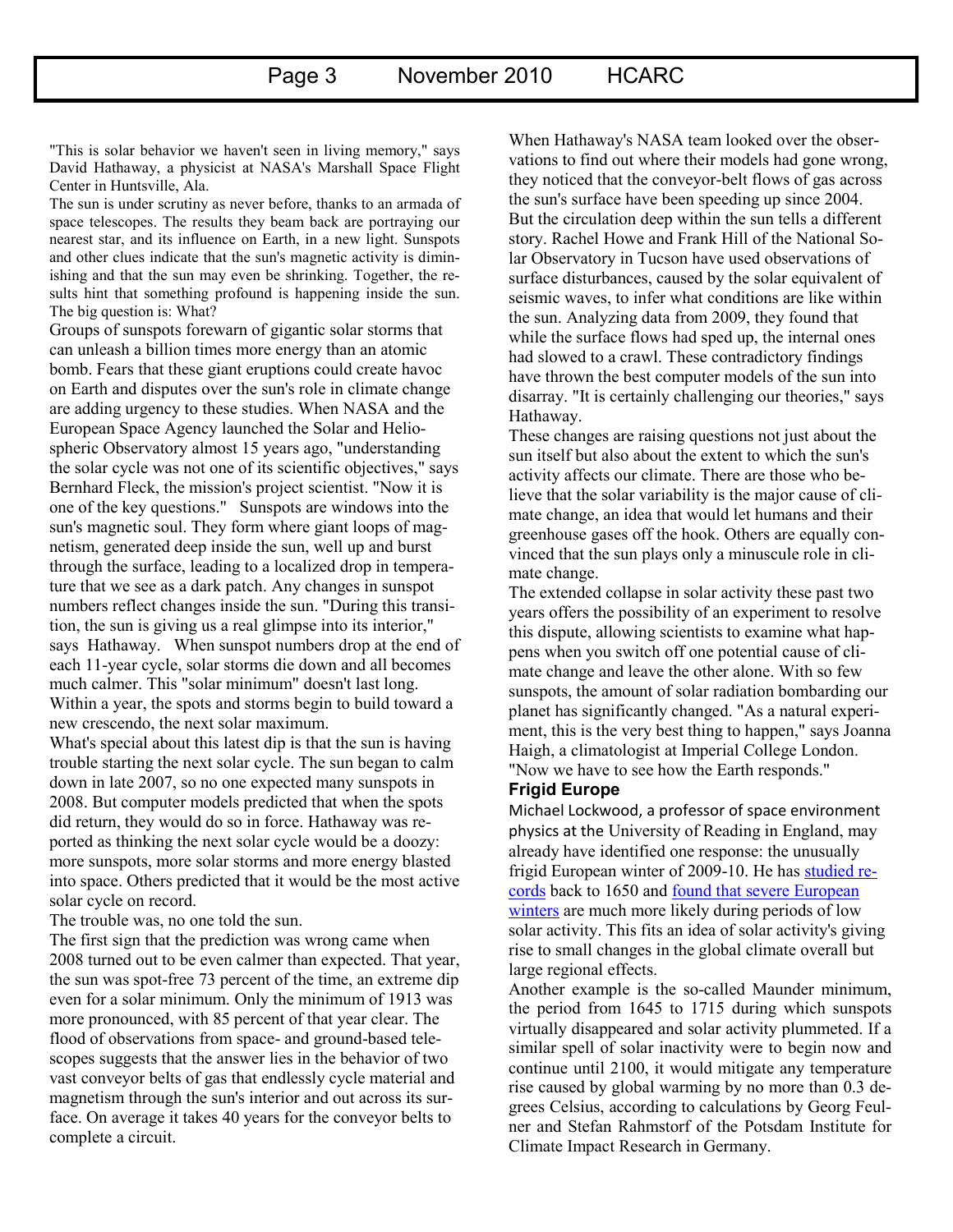"This is solar behavior we haven't seen in living memory," says David Hathaway, a physicist at NASA's Marshall Space Flight Center in Huntsville, Ala.

The sun is under scrutiny as never before, thanks to an armada of space telescopes. The results they beam back are portraying our nearest star, and its influence on Earth, in a new light. Sunspots and other clues indicate that the sun's magnetic activity is diminishing and that the sun may even be shrinking. Together, the results hint that something profound is happening inside the sun. The big question is: What?

Groups of sunspots forewarn of gigantic solar storms that can unleash a billion times more energy than an atomic bomb. Fears that these giant eruptions could create havoc on Earth and disputes over the sun's role in climate change are adding urgency to these studies. When NASA and the European Space Agency launched the Solar and Heliospheric Observatory almost 15 years ago, "understanding the solar cycle was not one of its scientific objectives," says Bernhard Fleck, the mission's project scientist. "Now it is one of the key questions." Sunspots are windows into the sun's magnetic soul. They form where giant loops of magnetism, generated deep inside the sun, well up and burst through the surface, leading to a localized drop in temperature that we see as a dark patch. Any changes in sunspot numbers reflect changes inside the sun. "During this transition, the sun is giving us a real glimpse into its interior," says Hathaway. When sunspot numbers drop at the end of each 11-year cycle, solar storms die down and all becomes much calmer. This "solar minimum" doesn't last long. Within a year, the spots and storms begin to build toward a new crescendo, the next solar maximum.

What's special about this latest dip is that the sun is having trouble starting the next solar cycle. The sun began to calm down in late 2007, so no one expected many sunspots in 2008. But computer models predicted that when the spots did return, they would do so in force. Hathaway was reported as thinking the next solar cycle would be a doozy: more sunspots, more solar storms and more energy blasted into space. Others predicted that it would be the most active solar cycle on record.

The trouble was, no one told the sun.

The first sign that the prediction was wrong came when 2008 turned out to be even calmer than expected. That year, the sun was spot-free 73 percent of the time, an extreme dip even for a solar minimum. Only the minimum of 1913 was more pronounced, with 85 percent of that year clear. The flood of observations from space- and ground-based telescopes suggests that the answer lies in the behavior of two vast conveyor belts of gas that endlessly cycle material and magnetism through the sun's interior and out across its surface. On average it takes 40 years for the conveyor belts to complete a circuit.

When Hathaway's NASA team looked over the observations to find out where their models had gone wrong, they noticed that the conveyor-belt flows of gas across the sun's surface have been speeding up since 2004. But the circulation deep within the sun tells a different story. Rachel Howe and Frank Hill of the National Solar Observatory in Tucson have used observations of surface disturbances, caused by the solar equivalent of seismic waves, to infer what conditions are like within the sun. Analyzing data from 2009, they found that while the surface flows had sped up, the internal ones had slowed to a crawl. These contradictory findings have thrown the best computer models of the sun into disarray. "It is certainly challenging our theories," says Hathaway.

These changes are raising questions not just about the sun itself but also about the extent to which the sun's activity affects our climate. There are those who believe that the solar variability is the major cause of climate change, an idea that would let humans and their greenhouse gases off the hook. Others are equally convinced that the sun plays only a minuscule role in climate change.

The extended collapse in solar activity these past two years offers the possibility of an experiment to resolve this dispute, allowing scientists to examine what happens when you switch off one potential cause of climate change and leave the other alone. With so few sunspots, the amount of solar radiation bombarding our planet has significantly changed. "As a natural experiment, this is the very best thing to happen," says Joanna Haigh, a climatologist at Imperial College London. "Now we have to see how the Earth responds."

### Frigid Europe

Michael Lockwood, a professor of space environment physics at the University of Reading in England, may already have identified one response: the unusually frigid European winter of 2009-10. He has studied records back to 1650 and found that severe European winters are much more likely during periods of low solar activity. This fits an idea of solar activity's giving rise to small changes in the global climate overall but large regional effects.

Another example is the so-called Maunder minimum, the period from 1645 to 1715 during which sunspots virtually disappeared and solar activity plummeted. If a similar spell of solar inactivity were to begin now and continue until 2100, it would mitigate any temperature rise caused by global warming by no more than 0.3 degrees Celsius, according to calculations by Georg Feulner and Stefan Rahmstorf of the Potsdam Institute for Climate Impact Research in Germany.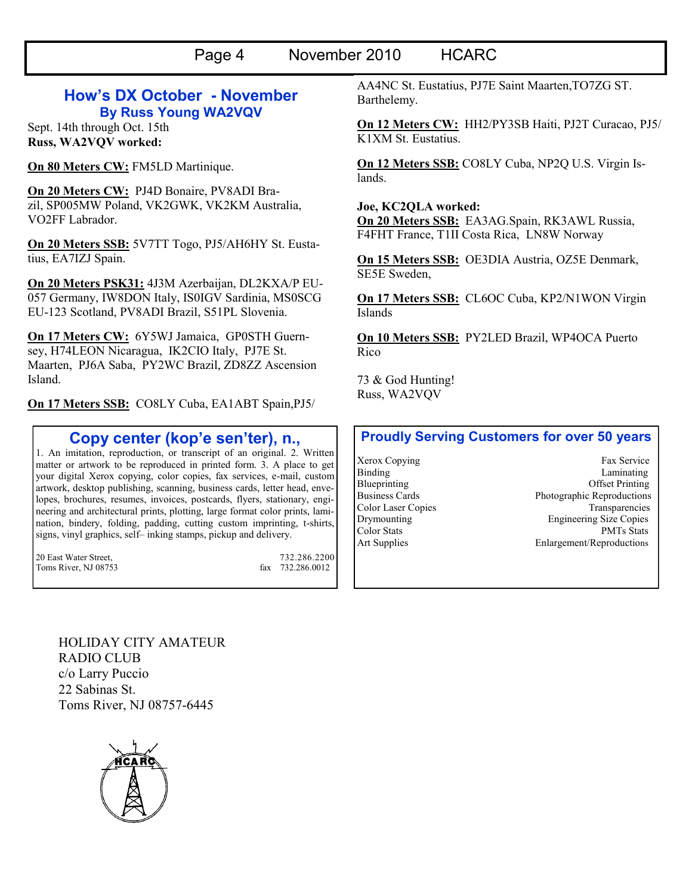## How's DX October - November

### By Russ Young WA2VQV

Sept. 14th through Oct. 15th
**Russ, WA2VQV worked:**

**On 80 Meters CW:** FM5LD Martinique.

**On 20 Meters CW:** PJ4D Bonaire, PV8ADI Brazil, SP005MW Poland, VK2GWK, VK2KM Australia, VO2FF Labrador.

**On 20 Meters SSB:** 5V7TT Togo, PJ5/AH6HY St. Eustatius, EA7IZJ Spain.

**On 20 Meters PSK31:** 4J3M Azerbaijan, DL2KXA/P EU-057 Germany, IW8DON Italy, IS0IGV Sardinia, MS0SCG EU-123 Scotland, PV8ADI Brazil, S51PL Slovenia.

**On 17 Meters CW:** 6Y5WJ Jamaica, GP0STH Guernsey, H74LEON Nicaragua, IK2CIO Italy, PJ7E St. Maarten, PJ6A Saba, PY2WC Brazil, ZD8ZZ Ascension Island.

**On 17 Meters SSB:** CO8LY Cuba, EA1ABT Spain, PJ5/AA4NC St. Eustatius, PJ7E Saint Maarten, TO7ZG ST. Barthelemy.

**On 12 Meters CW:** HH2/PY3SB Haiti, PJ2T Curacao, PJ5/K1XM St. Eustatius.

**On 12 Meters SSB:** CO8LY Cuba, NP2Q U.S. Virgin Islands.

**Joe, KC2QLA worked:**

**On 20 Meters SSB:** EA3AG.Spain, RK3AWL Russia, F4FHT France, T1II Costa Rica, LN8W Norway

**On 15 Meters SSB:** OE3DIA Austria, OZ5E Denmark, SE5E Sweden,

**On 17 Meters SSB:** CL6OC Cuba, KP2/N1WON Virgin Islands

**On 10 Meters SSB:** PY2LED Brazil, WP4OCA Puerto Rico

73 & God Hunting!
Russ, WA2VQV

---

### Copy center (kop'e sen'ter), n.,

1. An imitation, reproduction, or transcript of an original. 2. Written matter or artwork to be reproduced in printed form. 3. A place to get your digital Xerox copying, color copies, fax services, e-mail, custom artwork, desktop publishing, scanning, business cards, letter head, envelopes, brochures, resumes, invoices, postcards, flyers, stationary, engineering and architectural prints, plotting, large format color prints, lamination, bindery, folding, padding, cutting custom imprinting, t-shirts, signs, vinyl graphics, self– inking stamps, pickup and delivery.

20 East Water Street,
Toms River, NJ 08753

732.286.2200
fax 732.286.0012

### Proudly Serving Customers for over 50 years

| | |
|---|---|
| Xerox Copying | Fax Service |
| Binding | Laminating |
| Blueprinting | Offset Printing |
| Business Cards | Photographic Reproductions |
| Color Laser Copies | Transparencies |
| Drymounting | Engineering Size Copies |
| Color Stats | PMTs Stats |
| Art Supplies | Enlargement/Reproductions |

---

HOLIDAY CITY AMATEUR
RADIO CLUB
c/o Larry Puccio
22 Sabinas St.
Toms River, NJ 08757-6445

HCARC